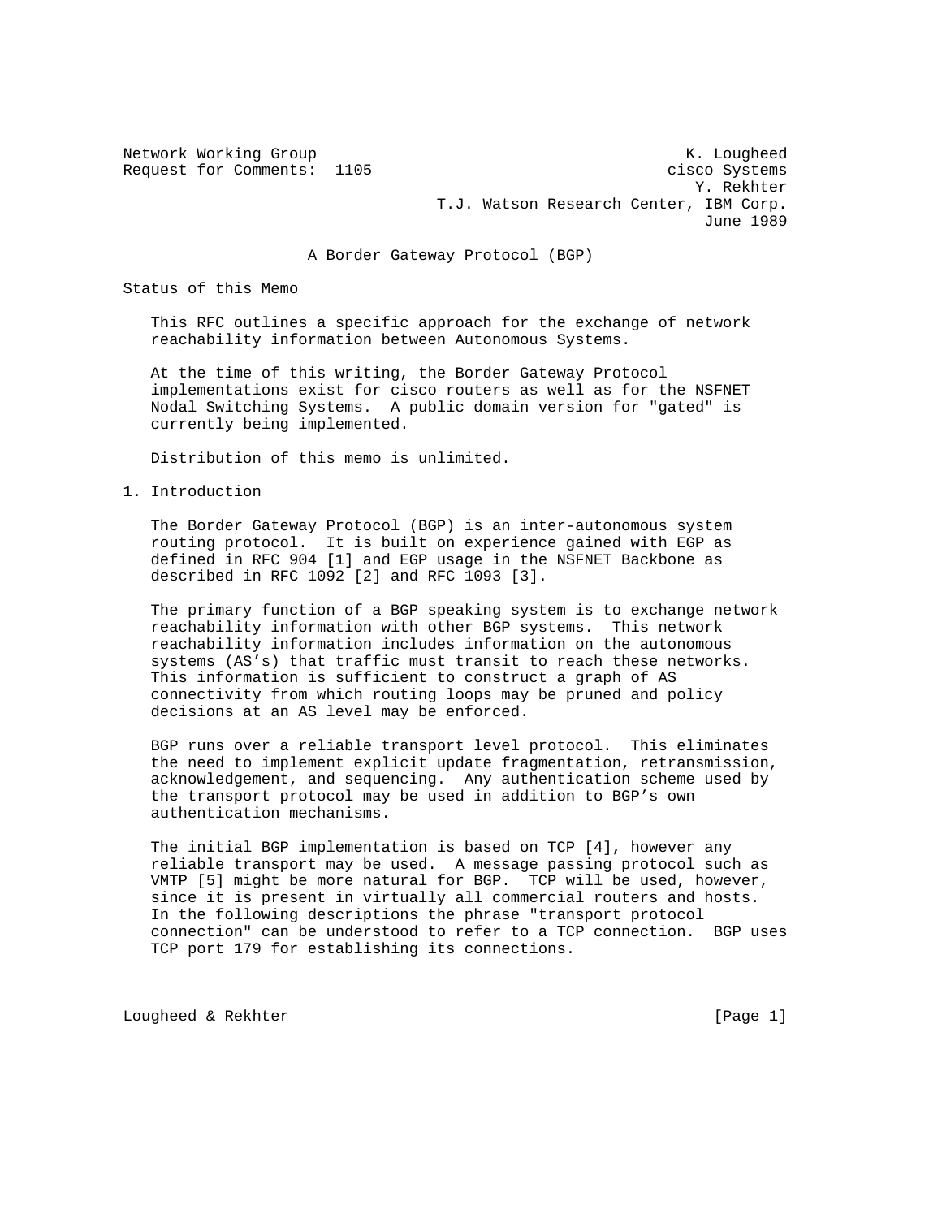Network Working Group K. Lougheed
Request for Comments: 1105 cisco Systems
Y. Rekhter
T.J. Watson Research Center, IBM Corp.
June 1989

# A Border Gateway Protocol (BGP)

## Status of this Memo

This RFC outlines a specific approach for the exchange of network reachability information between Autonomous Systems.

At the time of this writing, the Border Gateway Protocol implementations exist for cisco routers as well as for the NSFNET Nodal Switching Systems. A public domain version for "gated" is currently being implemented.

Distribution of this memo is unlimited.

## 1. Introduction

The Border Gateway Protocol (BGP) is an inter-autonomous system routing protocol. It is built on experience gained with EGP as defined in RFC 904 [1] and EGP usage in the NSFNET Backbone as described in RFC 1092 [2] and RFC 1093 [3].

The primary function of a BGP speaking system is to exchange network reachability information with other BGP systems. This network reachability information includes information on the autonomous systems (AS's) that traffic must transit to reach these networks. This information is sufficient to construct a graph of AS connectivity from which routing loops may be pruned and policy decisions at an AS level may be enforced.

BGP runs over a reliable transport level protocol. This eliminates the need to implement explicit update fragmentation, retransmission, acknowledgement, and sequencing. Any authentication scheme used by the transport protocol may be used in addition to BGP's own authentication mechanisms.

The initial BGP implementation is based on TCP [4], however any reliable transport may be used. A message passing protocol such as VMTP [5] might be more natural for BGP. TCP will be used, however, since it is present in virtually all commercial routers and hosts. In the following descriptions the phrase "transport protocol connection" can be understood to refer to a TCP connection. BGP uses TCP port 179 for establishing its connections.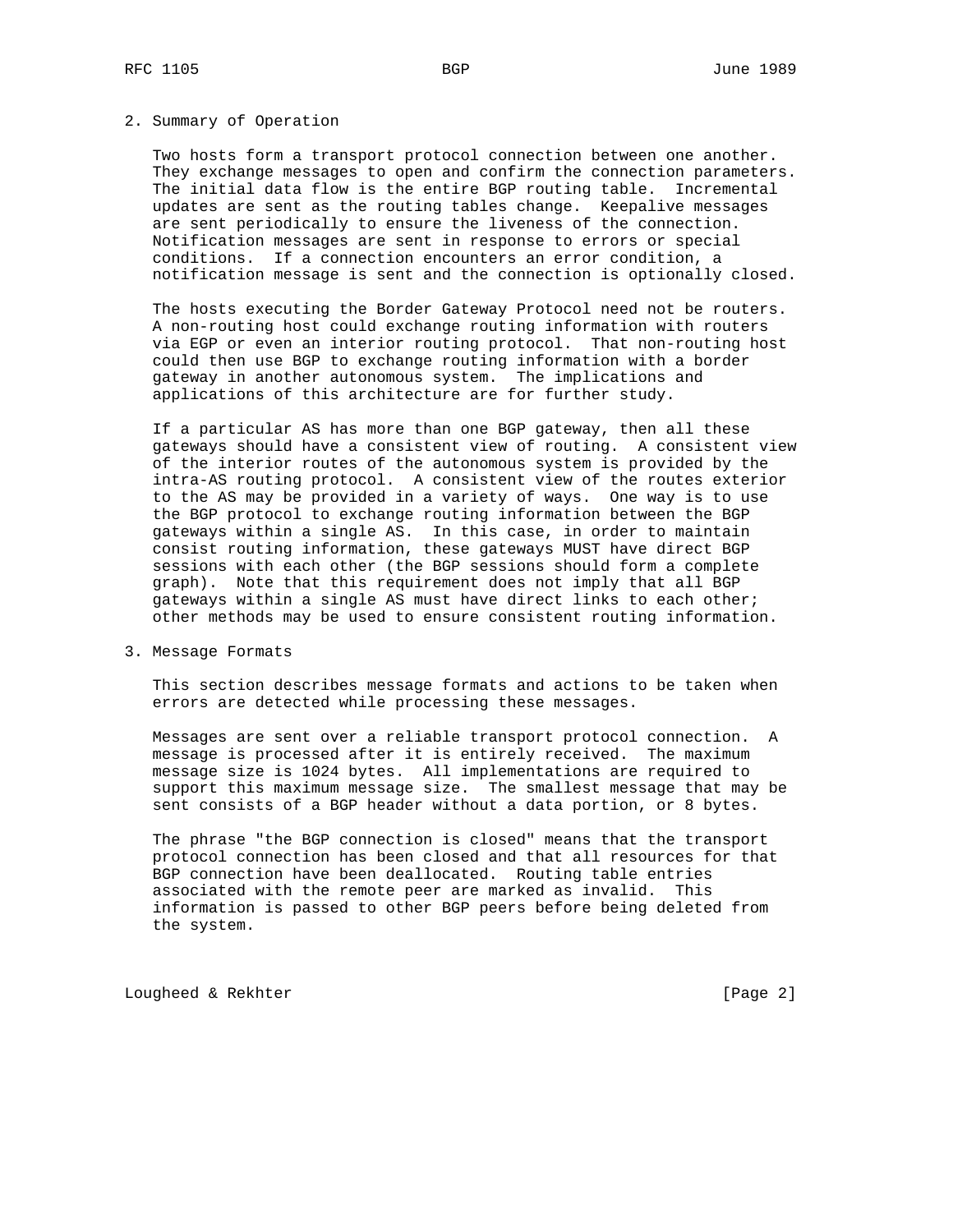## 2. Summary of Operation

Two hosts form a transport protocol connection between one another. They exchange messages to open and confirm the connection parameters. The initial data flow is the entire BGP routing table. Incremental updates are sent as the routing tables change. Keepalive messages are sent periodically to ensure the liveness of the connection. Notification messages are sent in response to errors or special conditions. If a connection encounters an error condition, a notification message is sent and the connection is optionally closed.

The hosts executing the Border Gateway Protocol need not be routers. A non-routing host could exchange routing information with routers via EGP or even an interior routing protocol. That non-routing host could then use BGP to exchange routing information with a border gateway in another autonomous system. The implications and applications of this architecture are for further study.

If a particular AS has more than one BGP gateway, then all these gateways should have a consistent view of routing. A consistent view of the interior routes of the autonomous system is provided by the intra-AS routing protocol. A consistent view of the routes exterior to the AS may be provided in a variety of ways. One way is to use the BGP protocol to exchange routing information between the BGP gateways within a single AS. In this case, in order to maintain consist routing information, these gateways MUST have direct BGP sessions with each other (the BGP sessions should form a complete graph). Note that this requirement does not imply that all BGP gateways within a single AS must have direct links to each other; other methods may be used to ensure consistent routing information.

## 3. Message Formats

This section describes message formats and actions to be taken when errors are detected while processing these messages.

Messages are sent over a reliable transport protocol connection. A message is processed after it is entirely received. The maximum message size is 1024 bytes. All implementations are required to support this maximum message size. The smallest message that may be sent consists of a BGP header without a data portion, or 8 bytes.

The phrase "the BGP connection is closed" means that the transport protocol connection has been closed and that all resources for that BGP connection have been deallocated. Routing table entries associated with the remote peer are marked as invalid. This information is passed to other BGP peers before being deleted from the system.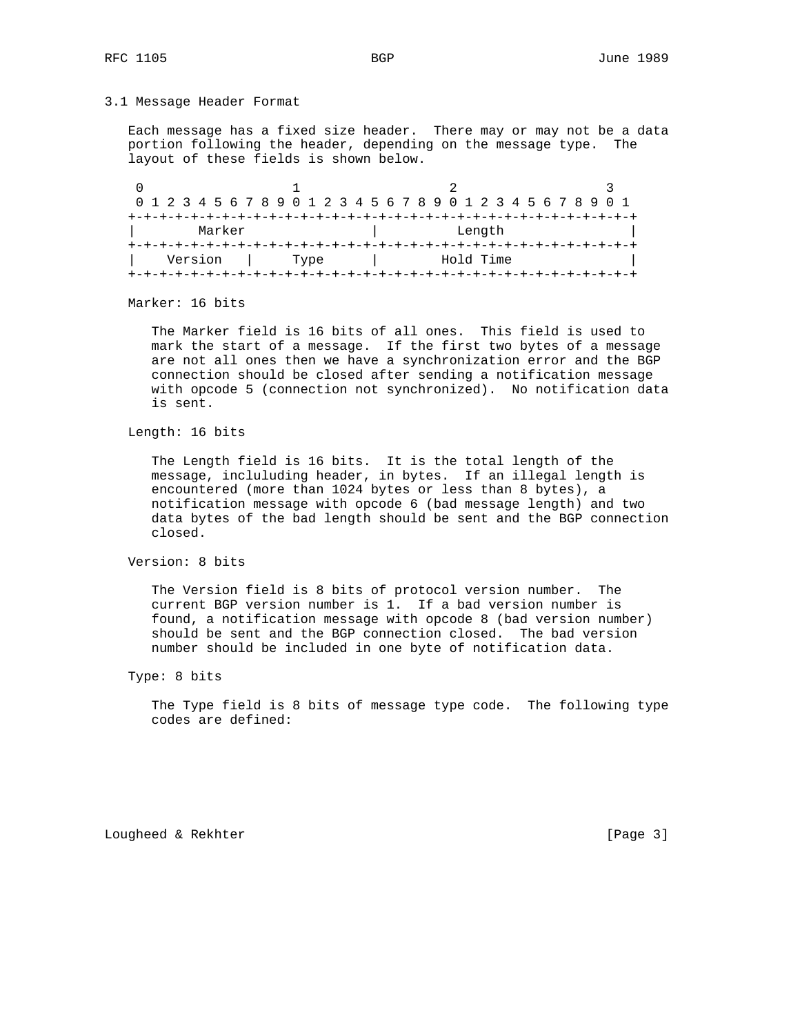### 3.1 Message Header Format

Each message has a fixed size header. There may or may not be a data portion following the header, depending on the message type. The layout of these fields is shown below.

```
 0                   1                   2                   3
 0 1 2 3 4 5 6 7 8 9 0 1 2 3 4 5 6 7 8 9 0 1 2 3 4 5 6 7 8 9 0 1
+-+-+-+-+-+-+-+-+-+-+-+-+-+-+-+-+-+-+-+-+-+-+-+-+-+-+-+-+-+-+-+-+
|        Marker                 |          Length               |
+-+-+-+-+-+-+-+-+-+-+-+-+-+-+-+-+-+-+-+-+-+-+-+-+-+-+-+-+-+-+-+-+
|    Version    |     Type      |        Hold Time              |
+-+-+-+-+-+-+-+-+-+-+-+-+-+-+-+-+-+-+-+-+-+-+-+-+-+-+-+-+-+-+-+-+
```

Marker: 16 bits

The Marker field is 16 bits of all ones. This field is used to mark the start of a message. If the first two bytes of a message are not all ones then we have a synchronization error and the BGP connection should be closed after sending a notification message with opcode 5 (connection not synchronized). No notification data is sent.

Length: 16 bits

The Length field is 16 bits. It is the total length of the message, incluluding header, in bytes. If an illegal length is encountered (more than 1024 bytes or less than 8 bytes), a notification message with opcode 6 (bad message length) and two data bytes of the bad length should be sent and the BGP connection closed.

Version: 8 bits

The Version field is 8 bits of protocol version number. The current BGP version number is 1. If a bad version number is found, a notification message with opcode 8 (bad version number) should be sent and the BGP connection closed. The bad version number should be included in one byte of notification data.

Type: 8 bits

The Type field is 8 bits of message type code. The following type codes are defined: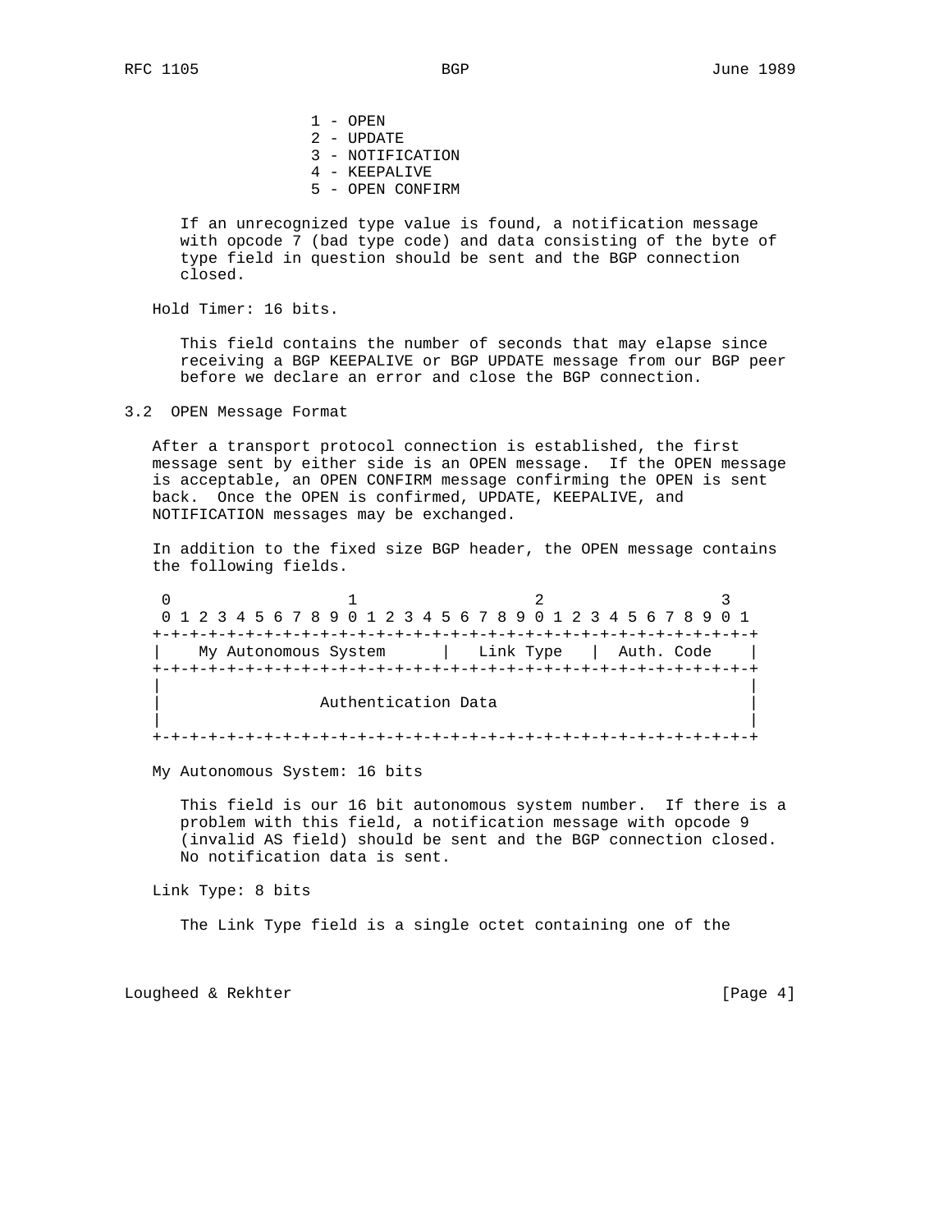1 - OPEN
2 - UPDATE
3 - NOTIFICATION
4 - KEEPALIVE
5 - OPEN CONFIRM

If an unrecognized type value is found, a notification message with opcode 7 (bad type code) and data consisting of the byte of type field in question should be sent and the BGP connection closed.

Hold Timer: 16 bits.

This field contains the number of seconds that may elapse since receiving a BGP KEEPALIVE or BGP UPDATE message from our BGP peer before we declare an error and close the BGP connection.

## 3.2 OPEN Message Format

After a transport protocol connection is established, the first message sent by either side is an OPEN message. If the OPEN message is acceptable, an OPEN CONFIRM message confirming the OPEN is sent back. Once the OPEN is confirmed, UPDATE, KEEPALIVE, and NOTIFICATION messages may be exchanged.

In addition to the fixed size BGP header, the OPEN message contains the following fields.

```
 0                   1                   2                   3
 0 1 2 3 4 5 6 7 8 9 0 1 2 3 4 5 6 7 8 9 0 1 2 3 4 5 6 7 8 9 0 1
+-+-+-+-+-+-+-+-+-+-+-+-+-+-+-+-+-+-+-+-+-+-+-+-+-+-+-+-+-+-+-+-+
|    My Autonomous System      |   Link Type   |  Auth. Code    |
+-+-+-+-+-+-+-+-+-+-+-+-+-+-+-+-+-+-+-+-+-+-+-+-+-+-+-+-+-+-+-+-+
|                                                               |
|                 Authentication Data                           |
|                                                               |
+-+-+-+-+-+-+-+-+-+-+-+-+-+-+-+-+-+-+-+-+-+-+-+-+-+-+-+-+-+-+-+-+
```

My Autonomous System: 16 bits

This field is our 16 bit autonomous system number. If there is a problem with this field, a notification message with opcode 9 (invalid AS field) should be sent and the BGP connection closed. No notification data is sent.

Link Type: 8 bits

The Link Type field is a single octet containing one of the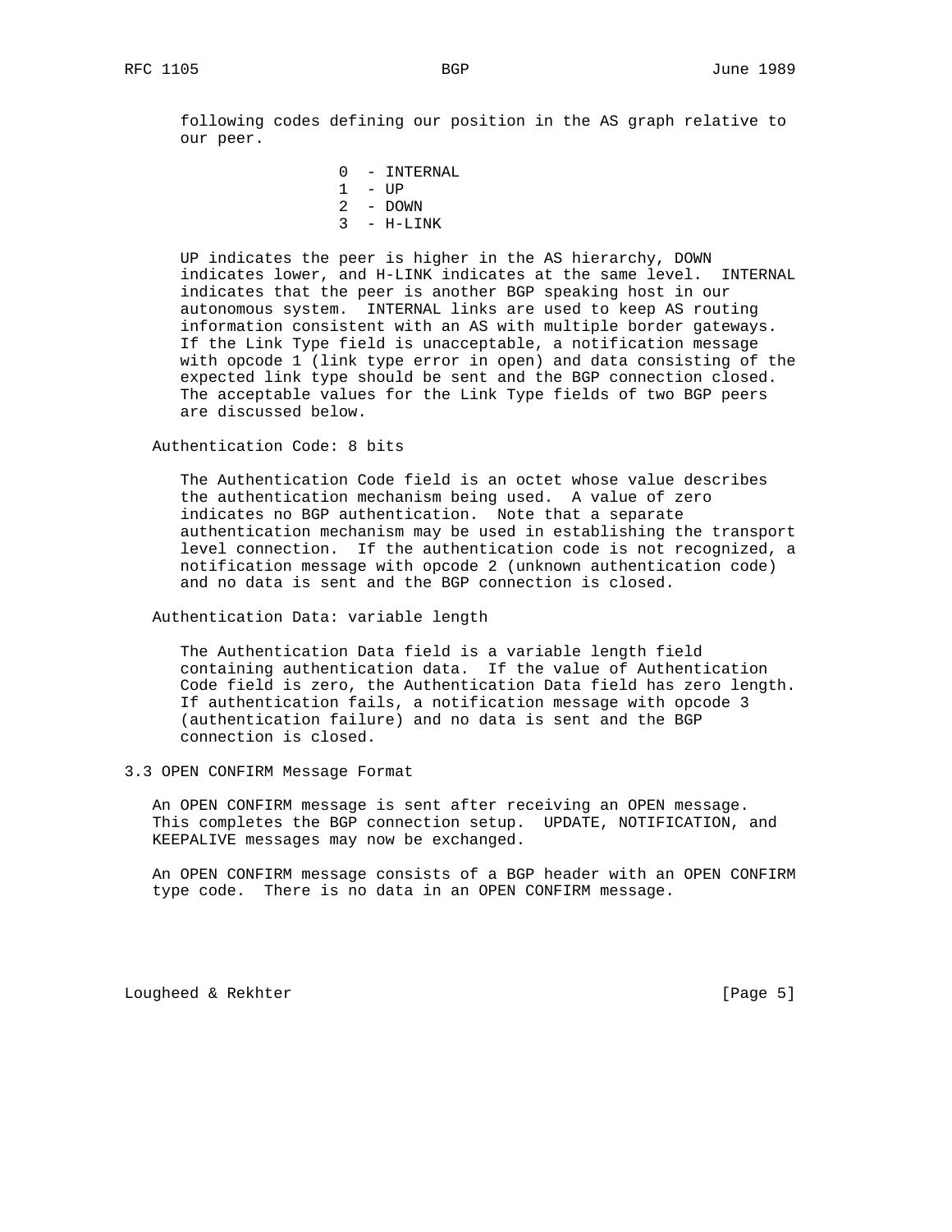following codes defining our position in the AS graph relative to our peer.

- 0 - INTERNAL
- 1 - UP
- 2 - DOWN
- 3 - H-LINK

UP indicates the peer is higher in the AS hierarchy, DOWN indicates lower, and H-LINK indicates at the same level. INTERNAL indicates that the peer is another BGP speaking host in our autonomous system. INTERNAL links are used to keep AS routing information consistent with an AS with multiple border gateways. If the Link Type field is unacceptable, a notification message with opcode 1 (link type error in open) and data consisting of the expected link type should be sent and the BGP connection closed. The acceptable values for the Link Type fields of two BGP peers are discussed below.

Authentication Code: 8 bits

The Authentication Code field is an octet whose value describes the authentication mechanism being used. A value of zero indicates no BGP authentication. Note that a separate authentication mechanism may be used in establishing the transport level connection. If the authentication code is not recognized, a notification message with opcode 2 (unknown authentication code) and no data is sent and the BGP connection is closed.

Authentication Data: variable length

The Authentication Data field is a variable length field containing authentication data. If the value of Authentication Code field is zero, the Authentication Data field has zero length. If authentication fails, a notification message with opcode 3 (authentication failure) and no data is sent and the BGP connection is closed.

### 3.3 OPEN CONFIRM Message Format

An OPEN CONFIRM message is sent after receiving an OPEN message. This completes the BGP connection setup. UPDATE, NOTIFICATION, and KEEPALIVE messages may now be exchanged.

An OPEN CONFIRM message consists of a BGP header with an OPEN CONFIRM type code. There is no data in an OPEN CONFIRM message.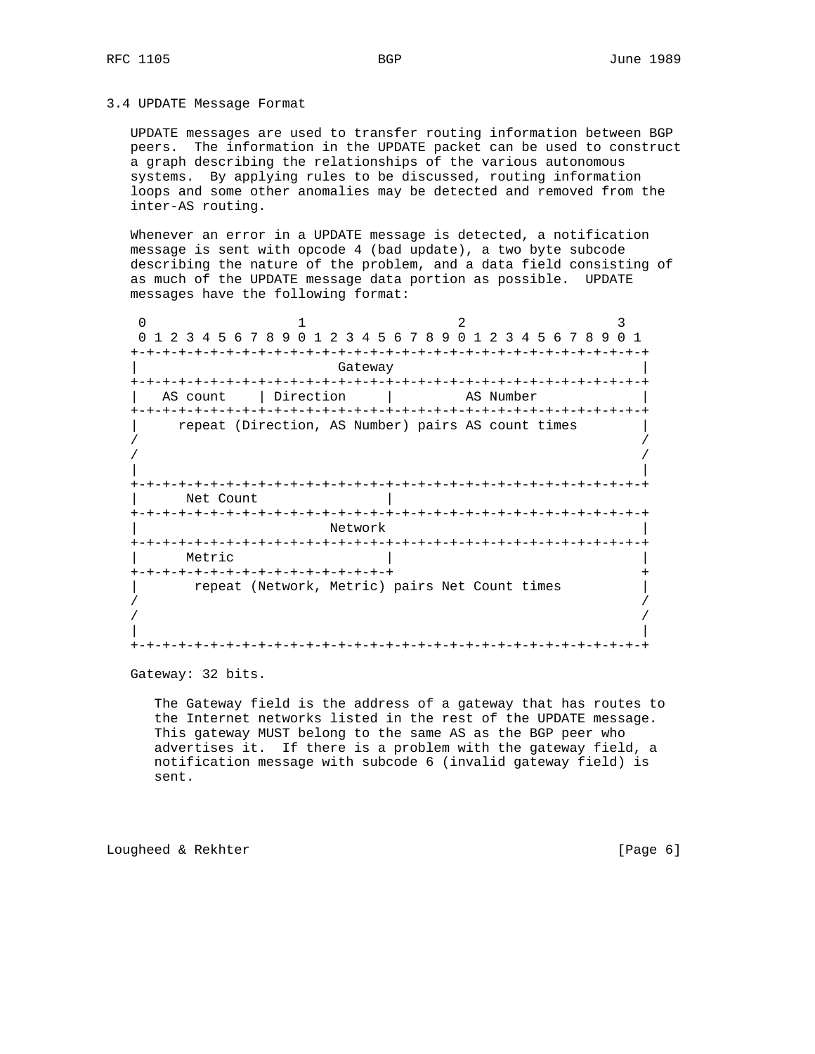### 3.4 UPDATE Message Format

UPDATE messages are used to transfer routing information between BGP peers. The information in the UPDATE packet can be used to construct a graph describing the relationships of the various autonomous systems. By applying rules to be discussed, routing information loops and some other anomalies may be detected and removed from the inter-AS routing.

Whenever an error in a UPDATE message is detected, a notification message is sent with opcode 4 (bad update), a two byte subcode describing the nature of the problem, and a data field consisting of as much of the UPDATE message data portion as possible. UPDATE messages have the following format:

```
 0                   1                   2                   3
 0 1 2 3 4 5 6 7 8 9 0 1 2 3 4 5 6 7 8 9 0 1 2 3 4 5 6 7 8 9 0 1
+-+-+-+-+-+-+-+-+-+-+-+-+-+-+-+-+-+-+-+-+-+-+-+-+-+-+-+-+-+-+-+-+
|                           Gateway                             |
+-+-+-+-+-+-+-+-+-+-+-+-+-+-+-+-+-+-+-+-+-+-+-+-+-+-+-+-+-+-+-+-+
|   AS count    | Direction     |         AS Number             |
+-+-+-+-+-+-+-+-+-+-+-+-+-+-+-+-+-+-+-+-+-+-+-+-+-+-+-+-+-+-+-+-+
|     repeat (Direction, AS Number) pairs AS count times        |
/                                                               /
/                                                               /
|                                                               |
+-+-+-+-+-+-+-+-+-+-+-+-+-+-+-+-+-+-+-+-+-+-+-+-+-+-+-+-+-+-+-+-+
|      Net Count                |
+-+-+-+-+-+-+-+-+-+-+-+-+-+-+-+-+-+-+-+-+-+-+-+-+-+-+-+-+-+-+-+-+
|                          Network                              |
+-+-+-+-+-+-+-+-+-+-+-+-+-+-+-+-+-+-+-+-+-+-+-+-+-+-+-+-+-+-+-+-+
|      Metric                   |                               |
+-+-+-+-+-+-+-+-+-+-+-+-+-+-+-+-+                               +
|       repeat (Network, Metric) pairs Net Count times          |
/                                                               /
/                                                               /
|                                                               |
+-+-+-+-+-+-+-+-+-+-+-+-+-+-+-+-+-+-+-+-+-+-+-+-+-+-+-+-+-+-+-+-+
```

Gateway: 32 bits.

The Gateway field is the address of a gateway that has routes to the Internet networks listed in the rest of the UPDATE message. This gateway MUST belong to the same AS as the BGP peer who advertises it. If there is a problem with the gateway field, a notification message with subcode 6 (invalid gateway field) is sent.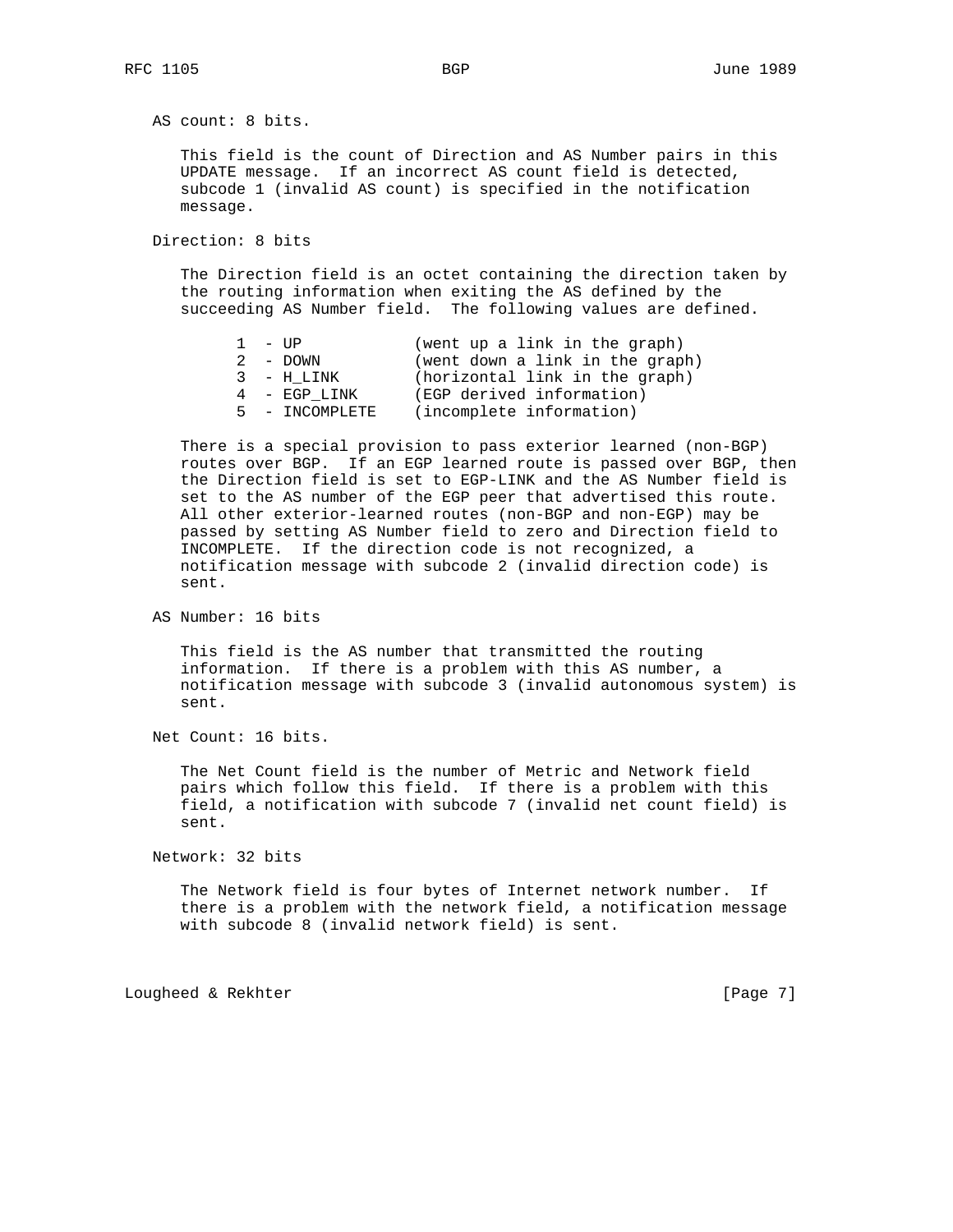AS count: 8 bits.

This field is the count of Direction and AS Number pairs in this UPDATE message. If an incorrect AS count field is detected, subcode 1 (invalid AS count) is specified in the notification message.

Direction: 8 bits

The Direction field is an octet containing the direction taken by the routing information when exiting the AS defined by the succeeding AS Number field. The following values are defined.

```
1  - UP            (went up a link in the graph)
2  - DOWN          (went down a link in the graph)
3  - H_LINK        (horizontal link in the graph)
4  - EGP_LINK      (EGP derived information)
5  - INCOMPLETE    (incomplete information)
```

There is a special provision to pass exterior learned (non-BGP) routes over BGP. If an EGP learned route is passed over BGP, then the Direction field is set to EGP-LINK and the AS Number field is set to the AS number of the EGP peer that advertised this route. All other exterior-learned routes (non-BGP and non-EGP) may be passed by setting AS Number field to zero and Direction field to INCOMPLETE. If the direction code is not recognized, a notification message with subcode 2 (invalid direction code) is sent.

AS Number: 16 bits

This field is the AS number that transmitted the routing information. If there is a problem with this AS number, a notification message with subcode 3 (invalid autonomous system) is sent.

Net Count: 16 bits.

The Net Count field is the number of Metric and Network field pairs which follow this field. If there is a problem with this field, a notification with subcode 7 (invalid net count field) is sent.

Network: 32 bits

The Network field is four bytes of Internet network number. If there is a problem with the network field, a notification message with subcode 8 (invalid network field) is sent.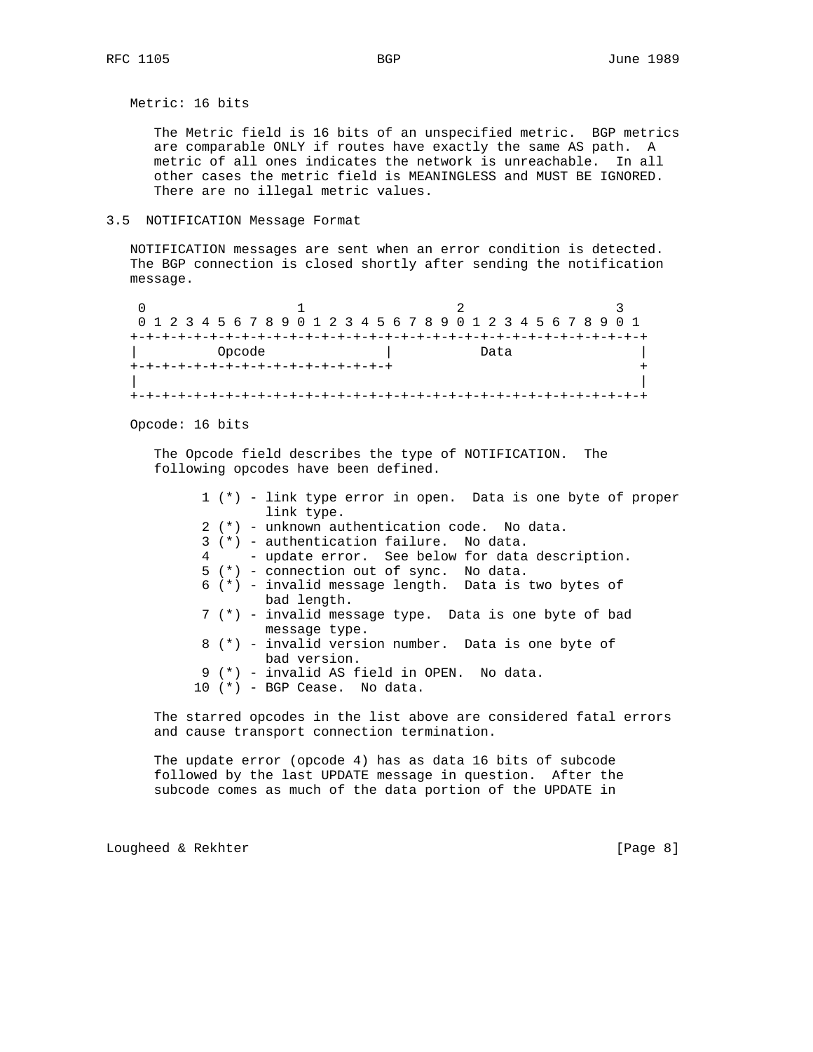Metric: 16 bits

The Metric field is 16 bits of an unspecified metric. BGP metrics are comparable ONLY if routes have exactly the same AS path. A metric of all ones indicates the network is unreachable. In all other cases the metric field is MEANINGLESS and MUST BE IGNORED. There are no illegal metric values.

### 3.5 NOTIFICATION Message Format

NOTIFICATION messages are sent when an error condition is detected. The BGP connection is closed shortly after sending the notification message.

```
 0                   1                   2                   3
 0 1 2 3 4 5 6 7 8 9 0 1 2 3 4 5 6 7 8 9 0 1 2 3 4 5 6 7 8 9 0 1
+-+-+-+-+-+-+-+-+-+-+-+-+-+-+-+-+-+-+-+-+-+-+-+-+-+-+-+-+-+-+-+-+
|          Opcode               |           Data                |
+-+-+-+-+-+-+-+-+-+-+-+-+-+-+-+-+                               +
|                                                               |
+-+-+-+-+-+-+-+-+-+-+-+-+-+-+-+-+-+-+-+-+-+-+-+-+-+-+-+-+-+-+-+-+
```

Opcode: 16 bits

The Opcode field describes the type of NOTIFICATION. The following opcodes have been defined.

```
 1 (*) - link type error in open.  Data is one byte of proper
         link type.
 2 (*) - unknown authentication code.  No data.
 3 (*) - authentication failure.  No data.
 4     - update error.  See below for data description.
 5 (*) - connection out of sync.  No data.
 6 (*) - invalid message length.  Data is two bytes of
         bad length.
 7 (*) - invalid message type.  Data is one byte of bad
         message type.
 8 (*) - invalid version number.  Data is one byte of
         bad version.
 9 (*) - invalid AS field in OPEN.  No data.
10 (*) - BGP Cease.  No data.
```

The starred opcodes in the list above are considered fatal errors and cause transport connection termination.

The update error (opcode 4) has as data 16 bits of subcode followed by the last UPDATE message in question. After the subcode comes as much of the data portion of the UPDATE in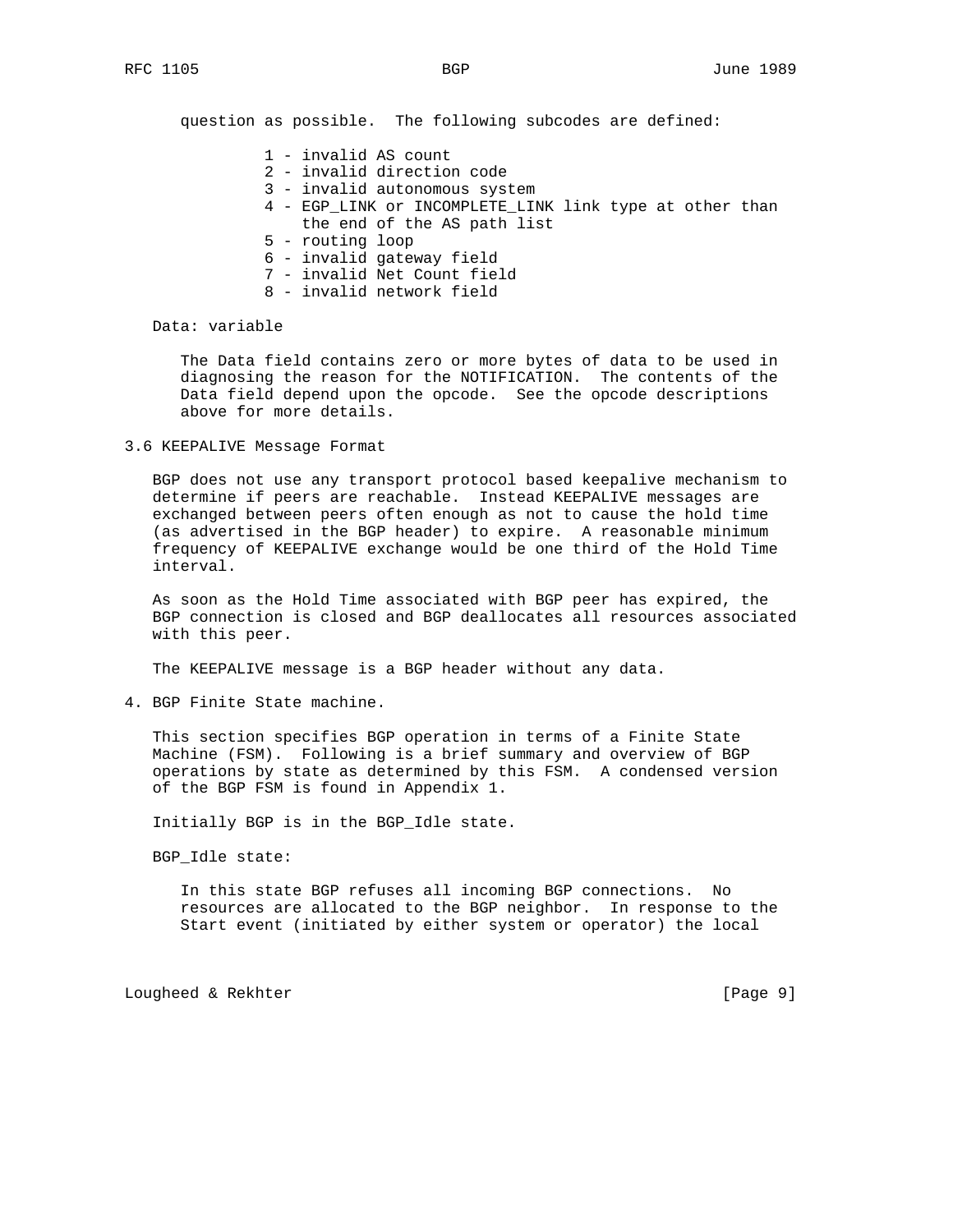question as possible. The following subcodes are defined:

1 - invalid AS count
2 - invalid direction code
3 - invalid autonomous system
4 - EGP_LINK or INCOMPLETE_LINK link type at other than the end of the AS path list
5 - routing loop
6 - invalid gateway field
7 - invalid Net Count field
8 - invalid network field

Data: variable

The Data field contains zero or more bytes of data to be used in diagnosing the reason for the NOTIFICATION. The contents of the Data field depend upon the opcode. See the opcode descriptions above for more details.

### 3.6 KEEPALIVE Message Format

BGP does not use any transport protocol based keepalive mechanism to determine if peers are reachable. Instead KEEPALIVE messages are exchanged between peers often enough as not to cause the hold time (as advertised in the BGP header) to expire. A reasonable minimum frequency of KEEPALIVE exchange would be one third of the Hold Time interval.

As soon as the Hold Time associated with BGP peer has expired, the BGP connection is closed and BGP deallocates all resources associated with this peer.

The KEEPALIVE message is a BGP header without any data.

## 4. BGP Finite State machine.

This section specifies BGP operation in terms of a Finite State Machine (FSM). Following is a brief summary and overview of BGP operations by state as determined by this FSM. A condensed version of the BGP FSM is found in Appendix 1.

Initially BGP is in the BGP_Idle state.

BGP_Idle state:

In this state BGP refuses all incoming BGP connections. No resources are allocated to the BGP neighbor. In response to the Start event (initiated by either system or operator) the local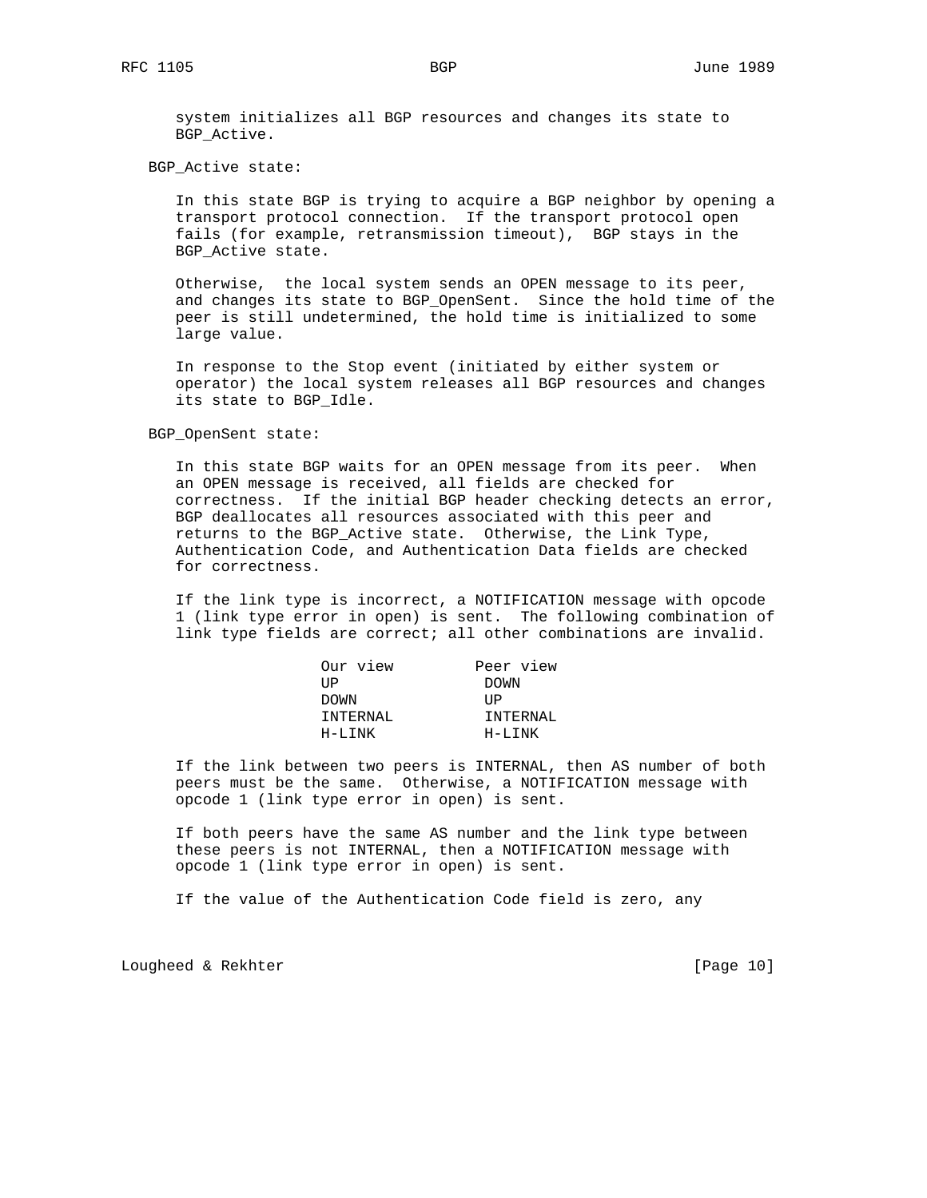system initializes all BGP resources and changes its state to BGP_Active.

BGP_Active state:

In this state BGP is trying to acquire a BGP neighbor by opening a transport protocol connection. If the transport protocol open fails (for example, retransmission timeout), BGP stays in the BGP_Active state.

Otherwise, the local system sends an OPEN message to its peer, and changes its state to BGP_OpenSent. Since the hold time of the peer is still undetermined, the hold time is initialized to some large value.

In response to the Stop event (initiated by either system or operator) the local system releases all BGP resources and changes its state to BGP_Idle.

BGP_OpenSent state:

In this state BGP waits for an OPEN message from its peer. When an OPEN message is received, all fields are checked for correctness. If the initial BGP header checking detects an error, BGP deallocates all resources associated with this peer and returns to the BGP_Active state. Otherwise, the Link Type, Authentication Code, and Authentication Data fields are checked for correctness.

If the link type is incorrect, a NOTIFICATION message with opcode 1 (link type error in open) is sent. The following combination of link type fields are correct; all other combinations are invalid.

| Our view | Peer view |
|---|---|
| UP | DOWN |
| DOWN | UP |
| INTERNAL | INTERNAL |
| H-LINK | H-LINK |

If the link between two peers is INTERNAL, then AS number of both peers must be the same. Otherwise, a NOTIFICATION message with opcode 1 (link type error in open) is sent.

If both peers have the same AS number and the link type between these peers is not INTERNAL, then a NOTIFICATION message with opcode 1 (link type error in open) is sent.

If the value of the Authentication Code field is zero, any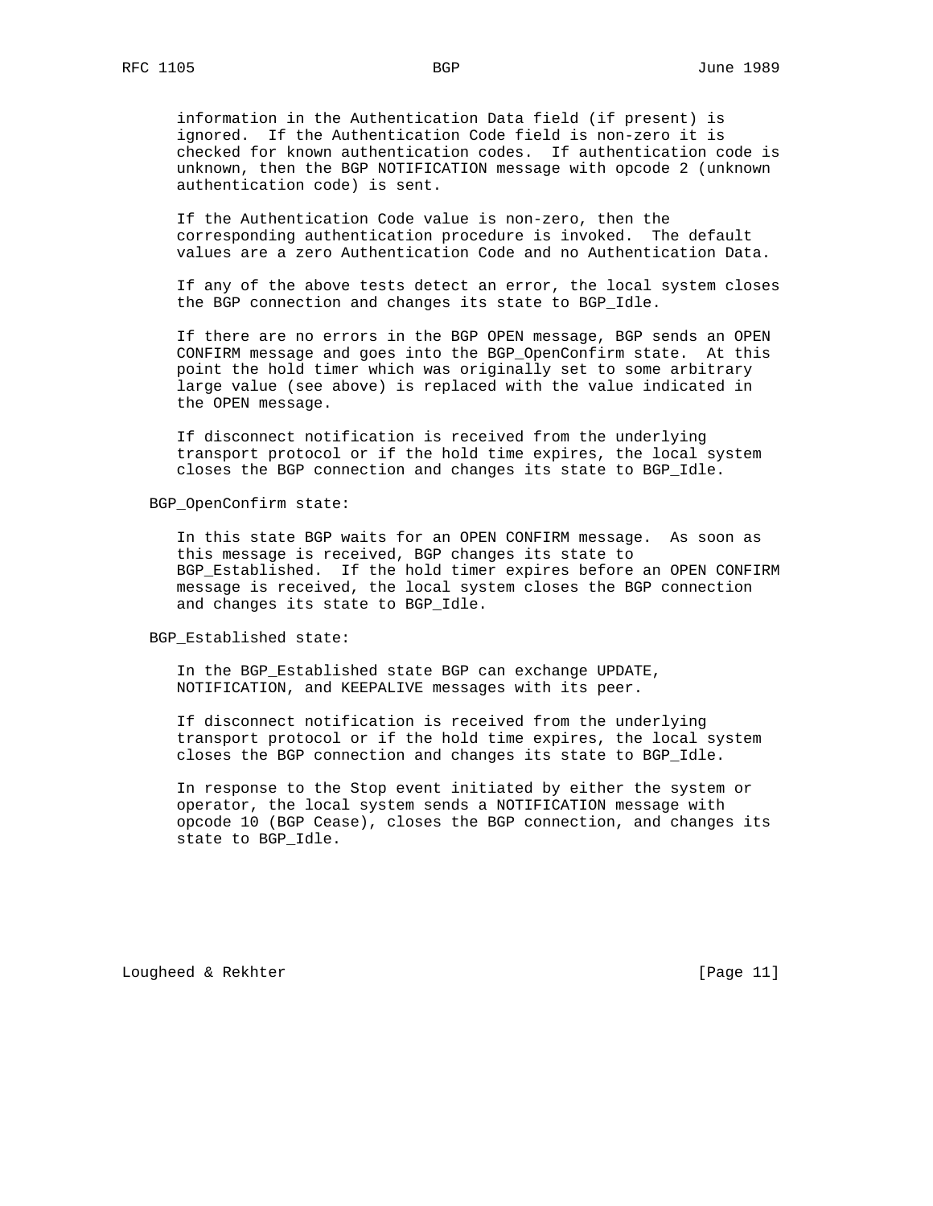information in the Authentication Data field (if present) is ignored. If the Authentication Code field is non-zero it is checked for known authentication codes. If authentication code is unknown, then the BGP NOTIFICATION message with opcode 2 (unknown authentication code) is sent.

If the Authentication Code value is non-zero, then the corresponding authentication procedure is invoked. The default values are a zero Authentication Code and no Authentication Data.

If any of the above tests detect an error, the local system closes the BGP connection and changes its state to BGP_Idle.

If there are no errors in the BGP OPEN message, BGP sends an OPEN CONFIRM message and goes into the BGP_OpenConfirm state. At this point the hold timer which was originally set to some arbitrary large value (see above) is replaced with the value indicated in the OPEN message.

If disconnect notification is received from the underlying transport protocol or if the hold time expires, the local system closes the BGP connection and changes its state to BGP_Idle.

BGP_OpenConfirm state:

In this state BGP waits for an OPEN CONFIRM message. As soon as this message is received, BGP changes its state to BGP_Established. If the hold timer expires before an OPEN CONFIRM message is received, the local system closes the BGP connection and changes its state to BGP_Idle.

BGP_Established state:

In the BGP_Established state BGP can exchange UPDATE, NOTIFICATION, and KEEPALIVE messages with its peer.

If disconnect notification is received from the underlying transport protocol or if the hold time expires, the local system closes the BGP connection and changes its state to BGP_Idle.

In response to the Stop event initiated by either the system or operator, the local system sends a NOTIFICATION message with opcode 10 (BGP Cease), closes the BGP connection, and changes its state to BGP_Idle.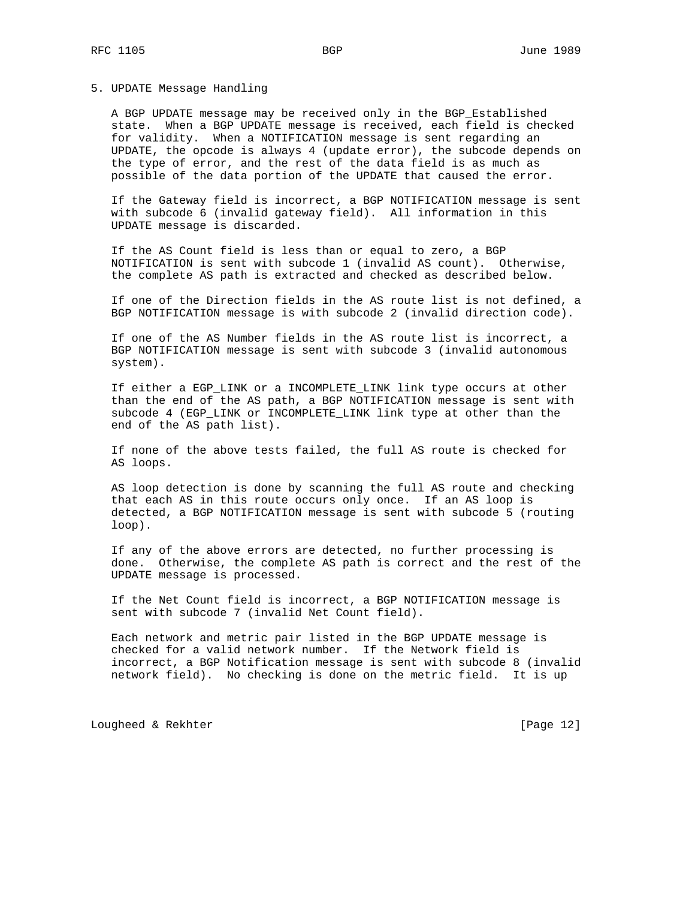## 5. UPDATE Message Handling

A BGP UPDATE message may be received only in the BGP_Established state. When a BGP UPDATE message is received, each field is checked for validity. When a NOTIFICATION message is sent regarding an UPDATE, the opcode is always 4 (update error), the subcode depends on the type of error, and the rest of the data field is as much as possible of the data portion of the UPDATE that caused the error.

If the Gateway field is incorrect, a BGP NOTIFICATION message is sent with subcode 6 (invalid gateway field). All information in this UPDATE message is discarded.

If the AS Count field is less than or equal to zero, a BGP NOTIFICATION is sent with subcode 1 (invalid AS count). Otherwise, the complete AS path is extracted and checked as described below.

If one of the Direction fields in the AS route list is not defined, a BGP NOTIFICATION message is with subcode 2 (invalid direction code).

If one of the AS Number fields in the AS route list is incorrect, a BGP NOTIFICATION message is sent with subcode 3 (invalid autonomous system).

If either a EGP_LINK or a INCOMPLETE_LINK link type occurs at other than the end of the AS path, a BGP NOTIFICATION message is sent with subcode 4 (EGP_LINK or INCOMPLETE_LINK link type at other than the end of the AS path list).

If none of the above tests failed, the full AS route is checked for AS loops.

AS loop detection is done by scanning the full AS route and checking that each AS in this route occurs only once. If an AS loop is detected, a BGP NOTIFICATION message is sent with subcode 5 (routing loop).

If any of the above errors are detected, no further processing is done. Otherwise, the complete AS path is correct and the rest of the UPDATE message is processed.

If the Net Count field is incorrect, a BGP NOTIFICATION message is sent with subcode 7 (invalid Net Count field).

Each network and metric pair listed in the BGP UPDATE message is checked for a valid network number. If the Network field is incorrect, a BGP Notification message is sent with subcode 8 (invalid network field). No checking is done on the metric field. It is up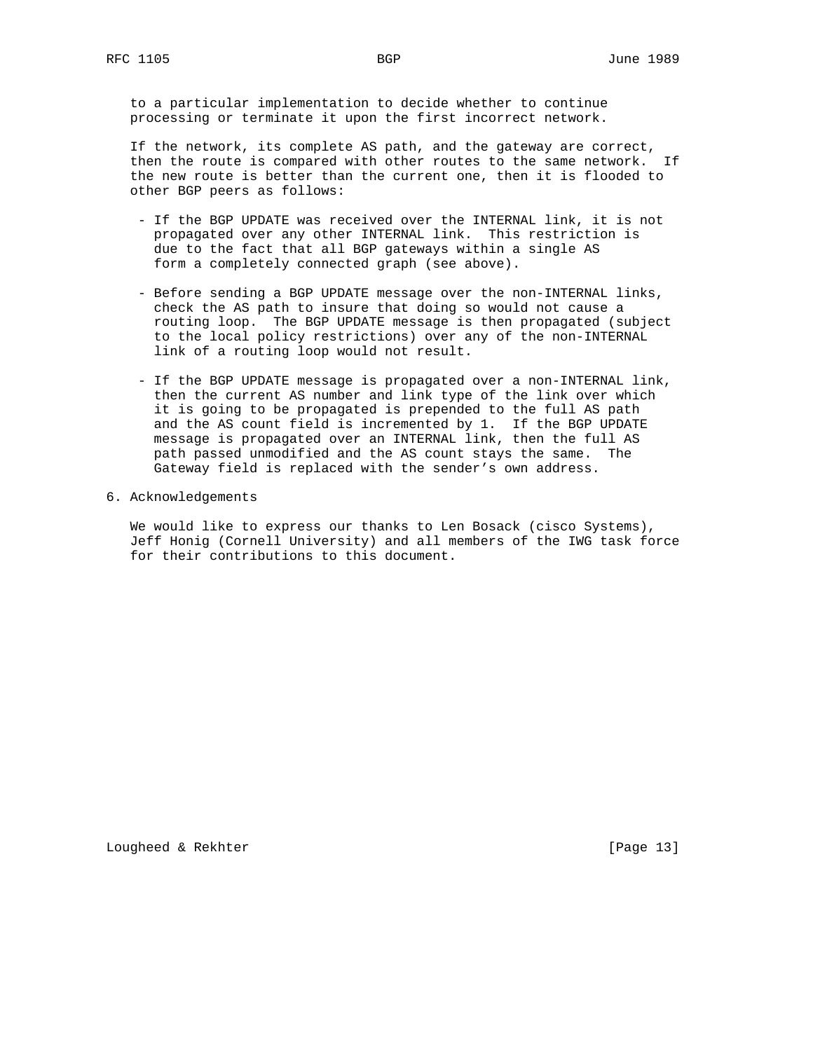to a particular implementation to decide whether to continue processing or terminate it upon the first incorrect network.

If the network, its complete AS path, and the gateway are correct, then the route is compared with other routes to the same network. If the new route is better than the current one, then it is flooded to other BGP peers as follows:

- If the BGP UPDATE was received over the INTERNAL link, it is not propagated over any other INTERNAL link. This restriction is due to the fact that all BGP gateways within a single AS form a completely connected graph (see above).

- Before sending a BGP UPDATE message over the non-INTERNAL links, check the AS path to insure that doing so would not cause a routing loop. The BGP UPDATE message is then propagated (subject to the local policy restrictions) over any of the non-INTERNAL link of a routing loop would not result.

- If the BGP UPDATE message is propagated over a non-INTERNAL link, then the current AS number and link type of the link over which it is going to be propagated is prepended to the full AS path and the AS count field is incremented by 1. If the BGP UPDATE message is propagated over an INTERNAL link, then the full AS path passed unmodified and the AS count stays the same. The Gateway field is replaced with the sender's own address.

## 6. Acknowledgements

We would like to express our thanks to Len Bosack (cisco Systems), Jeff Honig (Cornell University) and all members of the IWG task force for their contributions to this document.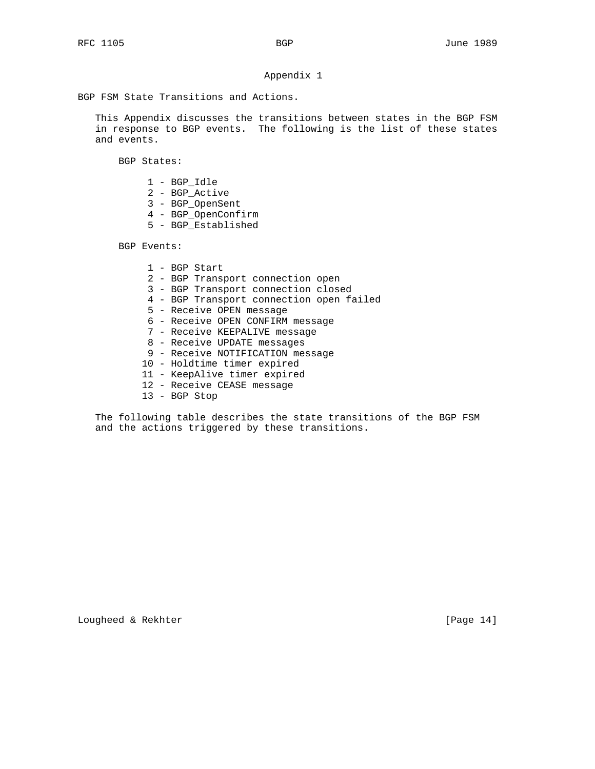## Appendix 1

BGP FSM State Transitions and Actions.

This Appendix discusses the transitions between states in the BGP FSM in response to BGP events. The following is the list of these states and events.

BGP States:

1 - BGP_Idle
2 - BGP_Active
3 - BGP_OpenSent
4 - BGP_OpenConfirm
5 - BGP_Established

BGP Events:

1 - BGP Start
2 - BGP Transport connection open
3 - BGP Transport connection closed
4 - BGP Transport connection open failed
5 - Receive OPEN message
6 - Receive OPEN CONFIRM message
7 - Receive KEEPALIVE message
8 - Receive UPDATE messages
9 - Receive NOTIFICATION message
10 - Holdtime timer expired
11 - KeepAlive timer expired
12 - Receive CEASE message
13 - BGP Stop

The following table describes the state transitions of the BGP FSM and the actions triggered by these transitions.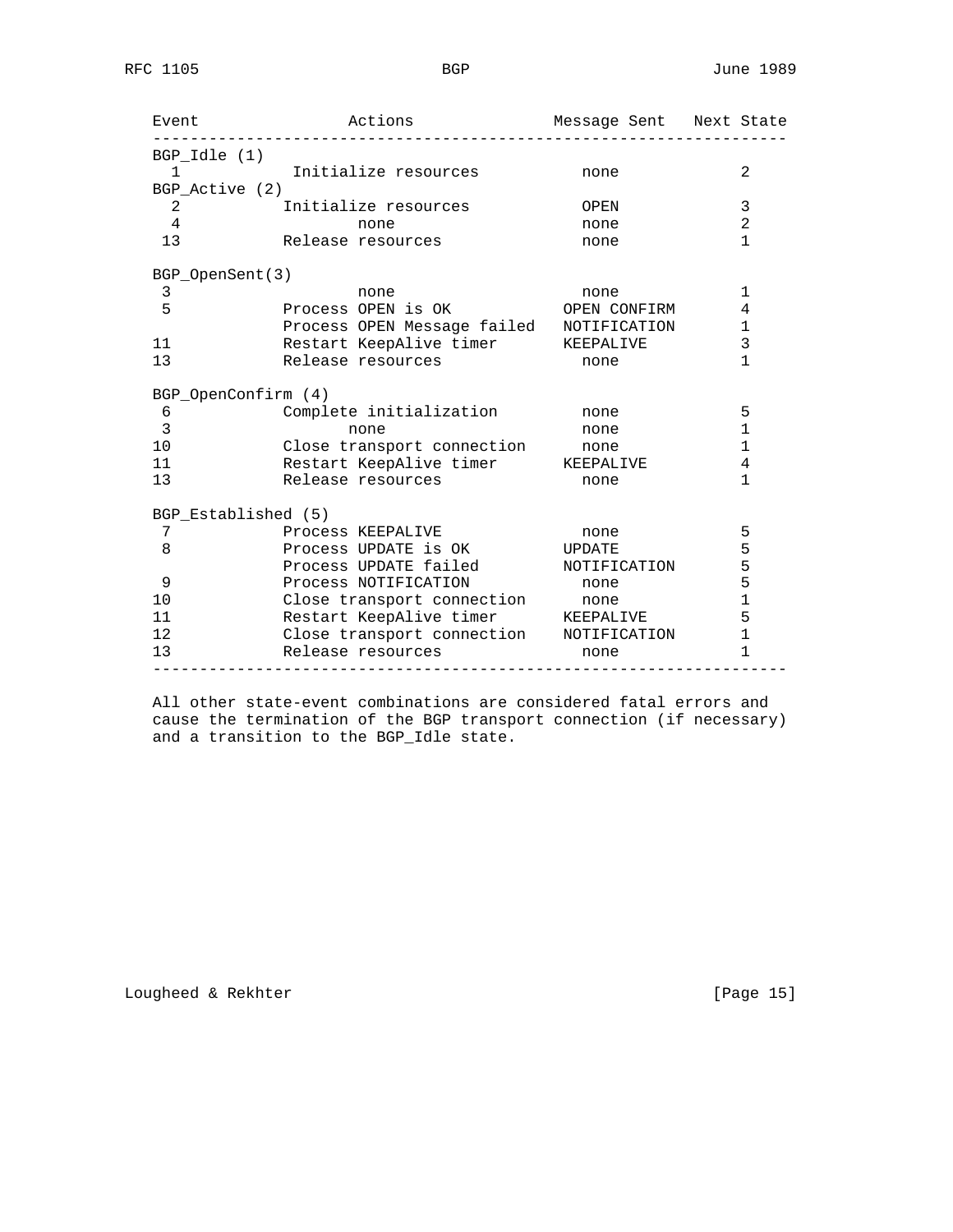| Event | Actions | Message Sent | Next State |
|---|---|---|---|
| BGP_Idle (1) | | | |
| 1 | Initialize resources | none | 2 |
| BGP_Active (2) | | | |
| 2 | Initialize resources | OPEN | 3 |
| 4 | none | none | 2 |
| 13 | Release resources | none | 1 |
| BGP_OpenSent(3) | | | |
| 3 | none | none | 1 |
| 5 | Process OPEN is OK | OPEN CONFIRM | 4 |
| | Process OPEN Message failed | NOTIFICATION | 1 |
| 11 | Restart KeepAlive timer | KEEPALIVE | 3 |
| 13 | Release resources | none | 1 |
| BGP_OpenConfirm (4) | | | |
| 6 | Complete initialization | none | 5 |
| 3 | none | none | 1 |
| 10 | Close transport connection | none | 1 |
| 11 | Restart KeepAlive timer | KEEPALIVE | 4 |
| 13 | Release resources | none | 1 |
| BGP_Established (5) | | | |
| 7 | Process KEEPALIVE | none | 5 |
| 8 | Process UPDATE is OK | UPDATE | 5 |
| | Process UPDATE failed | NOTIFICATION | 5 |
| 9 | Process NOTIFICATION | none | 5 |
| 10 | Close transport connection | none | 1 |
| 11 | Restart KeepAlive timer | KEEPALIVE | 5 |
| 12 | Close transport connection | NOTIFICATION | 1 |
| 13 | Release resources | none | 1 |

All other state-event combinations are considered fatal errors and cause the termination of the BGP transport connection (if necessary) and a transition to the BGP_Idle state.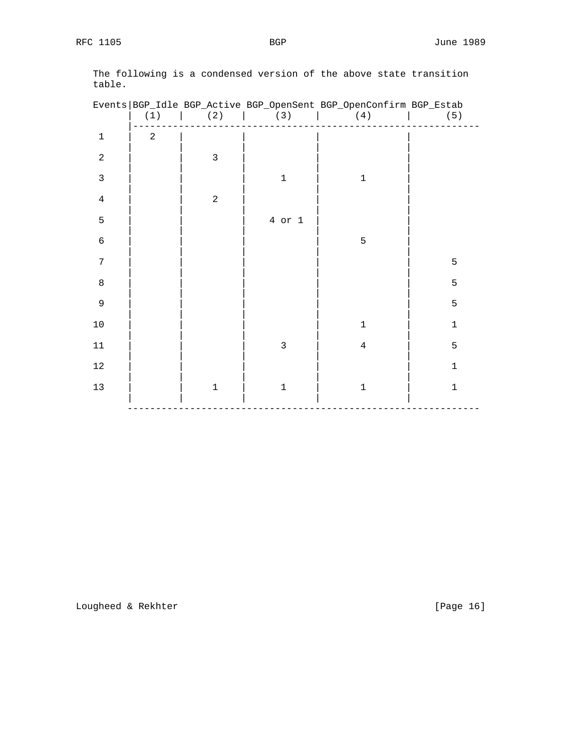The following is a condensed version of the above state transition table.

| Events | BGP_Idle (1) | BGP_Active (2) | BGP_OpenSent (3) | BGP_OpenConfirm (4) | BGP_Estab (5) |
|---|---|---|---|---|---|
| 1 | 2 | | | | |
| 2 | | 3 | | | |
| 3 | | | 1 | 1 | |
| 4 | | 2 | | | |
| 5 | | | 4 or 1 | | |
| 6 | | | | 5 | |
| 7 | | | | | 5 |
| 8 | | | | | 5 |
| 9 | | | | | 5 |
| 10 | | | | 1 | 1 |
| 11 | | | 3 | 4 | 5 |
| 12 | | | | | 1 |
| 13 | | 1 | 1 | 1 | 1 |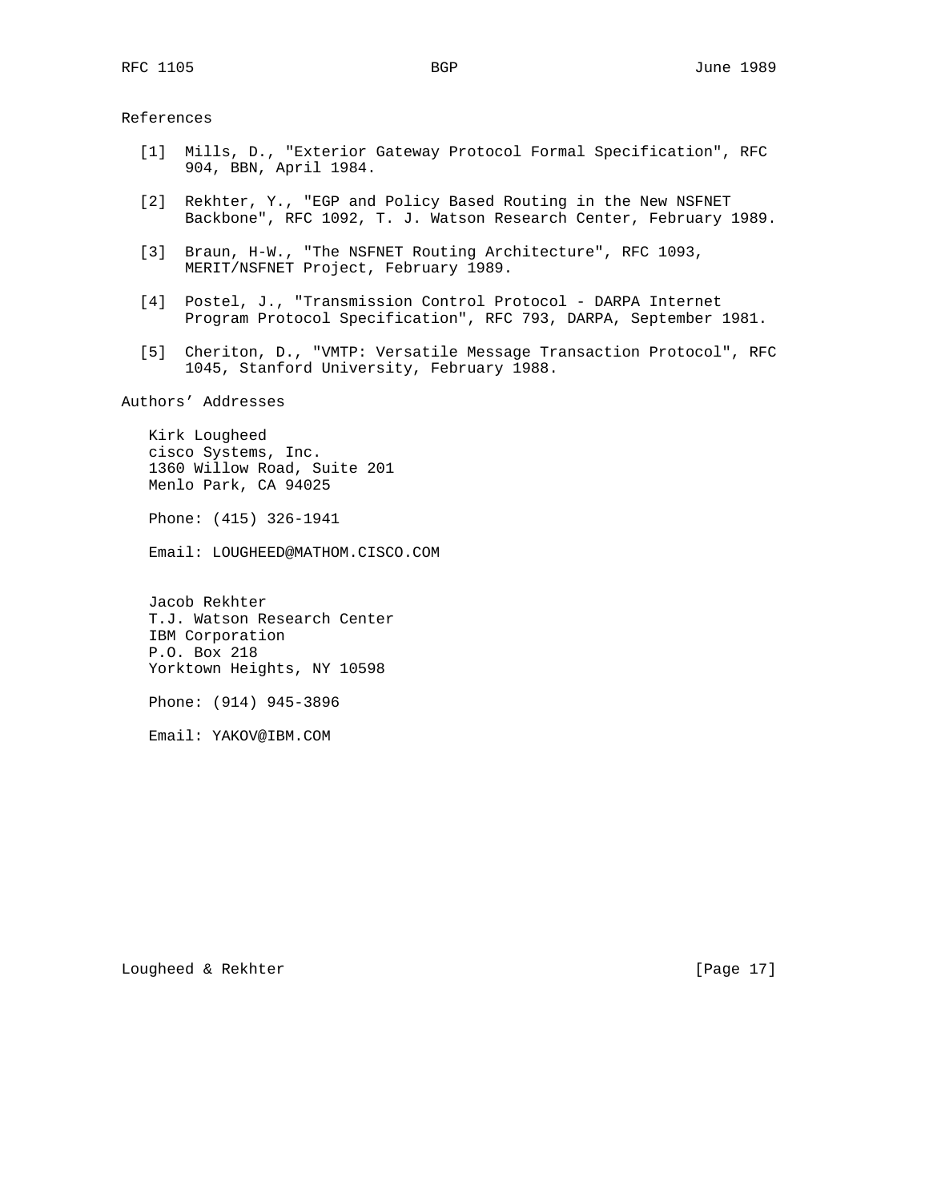## References

[1] Mills, D., "Exterior Gateway Protocol Formal Specification", RFC 904, BBN, April 1984.

[2] Rekhter, Y., "EGP and Policy Based Routing in the New NSFNET Backbone", RFC 1092, T. J. Watson Research Center, February 1989.

[3] Braun, H-W., "The NSFNET Routing Architecture", RFC 1093, MERIT/NSFNET Project, February 1989.

[4] Postel, J., "Transmission Control Protocol - DARPA Internet Program Protocol Specification", RFC 793, DARPA, September 1981.

[5] Cheriton, D., "VMTP: Versatile Message Transaction Protocol", RFC 1045, Stanford University, February 1988.

## Authors' Addresses

Kirk Lougheed
cisco Systems, Inc.
1360 Willow Road, Suite 201
Menlo Park, CA 94025

Phone: (415) 326-1941

Email: LOUGHEED@MATHOM.CISCO.COM

Jacob Rekhter
T.J. Watson Research Center
IBM Corporation
P.O. Box 218
Yorktown Heights, NY 10598

Phone: (914) 945-3896

Email: YAKOV@IBM.COM